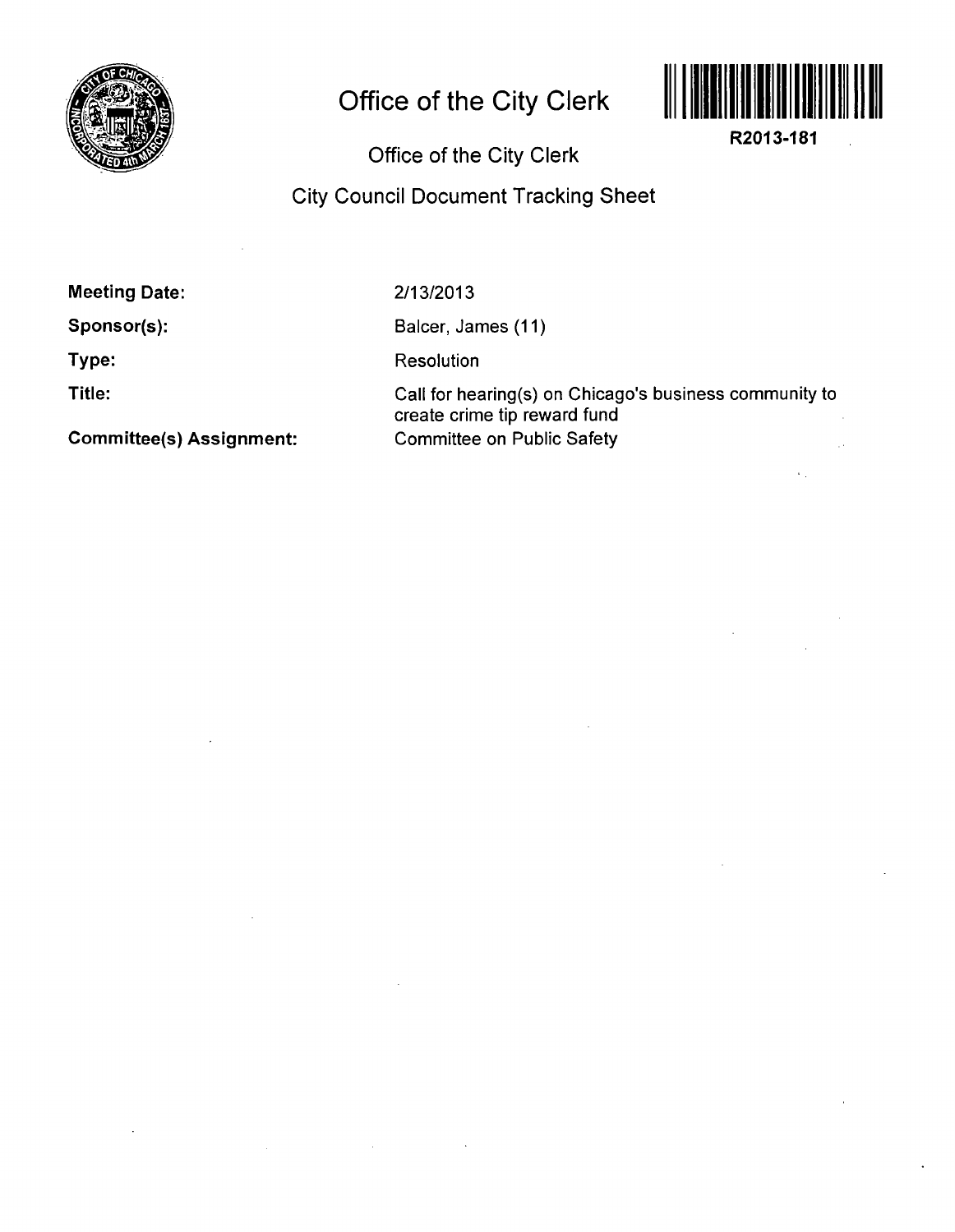# Office of the City Clerk

R2013-181

## Office of the City Clerk

## City Council Document Tracking Sheet

**Meeting Date:** 2/13/2013

**Sponsor(s):** Balcer, James (11)

**Type:** Resolution

**Title:** Call for hearing(s) on Chicago's business community to create crime tip reward fund

**Committee(s) Assignment:** Committee on Public Safety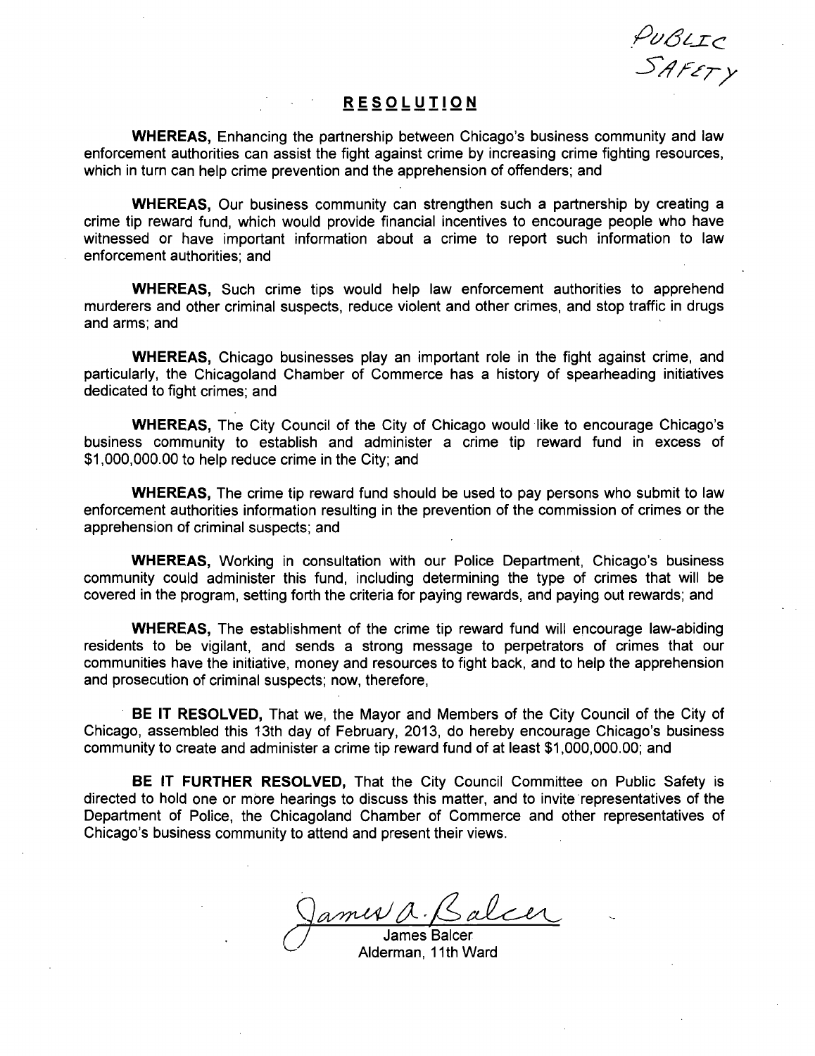PUBLIC SAFETY

# RESOLUTION

**WHEREAS,** Enhancing the partnership between Chicago's business community and law enforcement authorities can assist the fight against crime by increasing crime fighting resources, which in turn can help crime prevention and the apprehension of offenders; and

**WHEREAS,** Our business community can strengthen such a partnership by creating a crime tip reward fund, which would provide financial incentives to encourage people who have witnessed or have important information about a crime to report such information to law enforcement authorities; and

**WHEREAS,** Such crime tips would help law enforcement authorities to apprehend murderers and other criminal suspects, reduce violent and other crimes, and stop traffic in drugs and arms; and

**WHEREAS,** Chicago businesses play an important role in the fight against crime, and particularly, the Chicagoland Chamber of Commerce has a history of spearheading initiatives dedicated to fight crimes; and

**WHEREAS,** The City Council of the City of Chicago would like to encourage Chicago's business community to establish and administer a crime tip reward fund in excess of $1,000,000.00 to help reduce crime in the City; and

**WHEREAS,** The crime tip reward fund should be used to pay persons who submit to law enforcement authorities information resulting in the prevention of the commission of crimes or the apprehension of criminal suspects; and

**WHEREAS,** Working in consultation with our Police Department, Chicago's business community could administer this fund, including determining the type of crimes that will be covered in the program, setting forth the criteria for paying rewards, and paying out rewards; and

**WHEREAS,** The establishment of the crime tip reward fund will encourage law-abiding residents to be vigilant, and sends a strong message to perpetrators of crimes that our communities have the initiative, money and resources to fight back, and to help the apprehension and prosecution of criminal suspects; now, therefore,

**BE IT RESOLVED,** That we, the Mayor and Members of the City Council of the City of Chicago, assembled this 13th day of February, 2013, do hereby encourage Chicago's business community to create and administer a crime tip reward fund of at least $1,000,000.00; and

**BE IT FURTHER RESOLVED,** That the City Council Committee on Public Safety is directed to hold one or more hearings to discuss this matter, and to invite representatives of the Department of Police, the Chicagoland Chamber of Commerce and other representatives of Chicago's business community to attend and present their views.

James A. Balcer

James Balcer
Alderman, 11th Ward